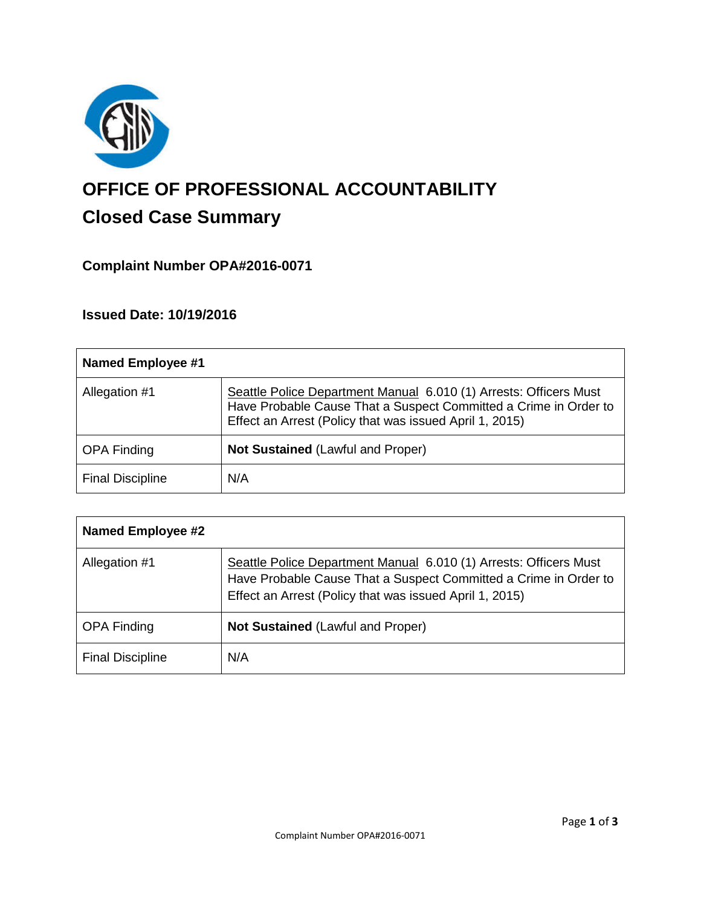# OFFICE OF PROFESSIONAL ACCOUNTABILITY

## Closed Case Summary

### Complaint Number OPA#2016-0071

### Issued Date: 10/19/2016

| **Named Employee #1** | |
|---|---|
| Allegation #1 | Seattle Police Department Manual 6.010 (1) Arrests: Officers Must Have Probable Cause That a Suspect Committed a Crime in Order to Effect an Arrest (Policy that was issued April 1, 2015) |
| OPA Finding | **Not Sustained** (Lawful and Proper) |
| Final Discipline | N/A |

| **Named Employee #2** | |
|---|---|
| Allegation #1 | Seattle Police Department Manual 6.010 (1) Arrests: Officers Must Have Probable Cause That a Suspect Committed a Crime in Order to Effect an Arrest (Policy that was issued April 1, 2015) |
| OPA Finding | **Not Sustained** (Lawful and Proper) |
| Final Discipline | N/A |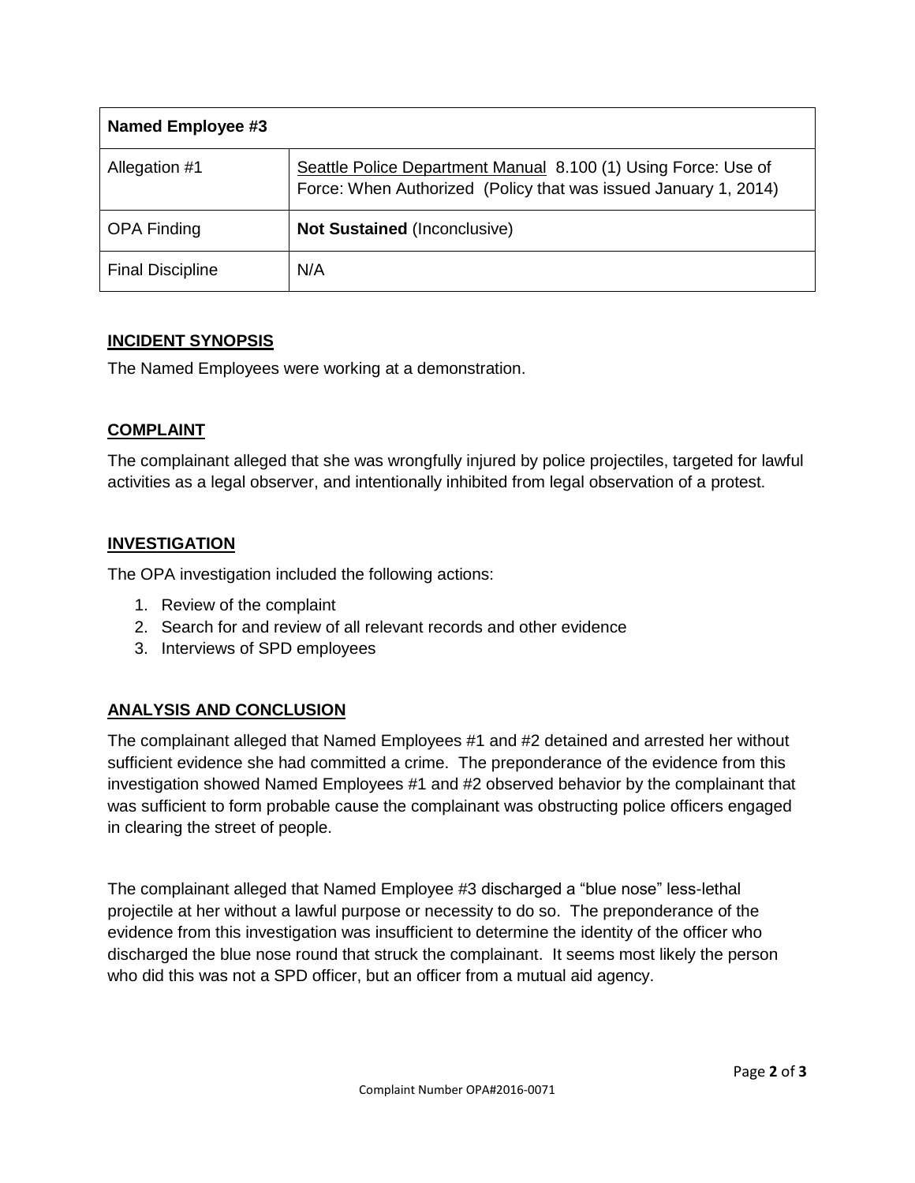| Named Employee #3 | |
|---|---|
| Allegation #1 | Seattle Police Department Manual 8.100 (1) Using Force: Use of Force: When Authorized (Policy that was issued January 1, 2014) |
| OPA Finding | **Not Sustained** (Inconclusive) |
| Final Discipline | N/A |

## INCIDENT SYNOPSIS

The Named Employees were working at a demonstration.

## COMPLAINT

The complainant alleged that she was wrongfully injured by police projectiles, targeted for lawful activities as a legal observer, and intentionally inhibited from legal observation of a protest.

## INVESTIGATION

The OPA investigation included the following actions:

1. Review of the complaint
2. Search for and review of all relevant records and other evidence
3. Interviews of SPD employees

## ANALYSIS AND CONCLUSION

The complainant alleged that Named Employees #1 and #2 detained and arrested her without sufficient evidence she had committed a crime. The preponderance of the evidence from this investigation showed Named Employees #1 and #2 observed behavior by the complainant that was sufficient to form probable cause the complainant was obstructing police officers engaged in clearing the street of people.

The complainant alleged that Named Employee #3 discharged a "blue nose" less-lethal projectile at her without a lawful purpose or necessity to do so. The preponderance of the evidence from this investigation was insufficient to determine the identity of the officer who discharged the blue nose round that struck the complainant. It seems most likely the person who did this was not a SPD officer, but an officer from a mutual aid agency.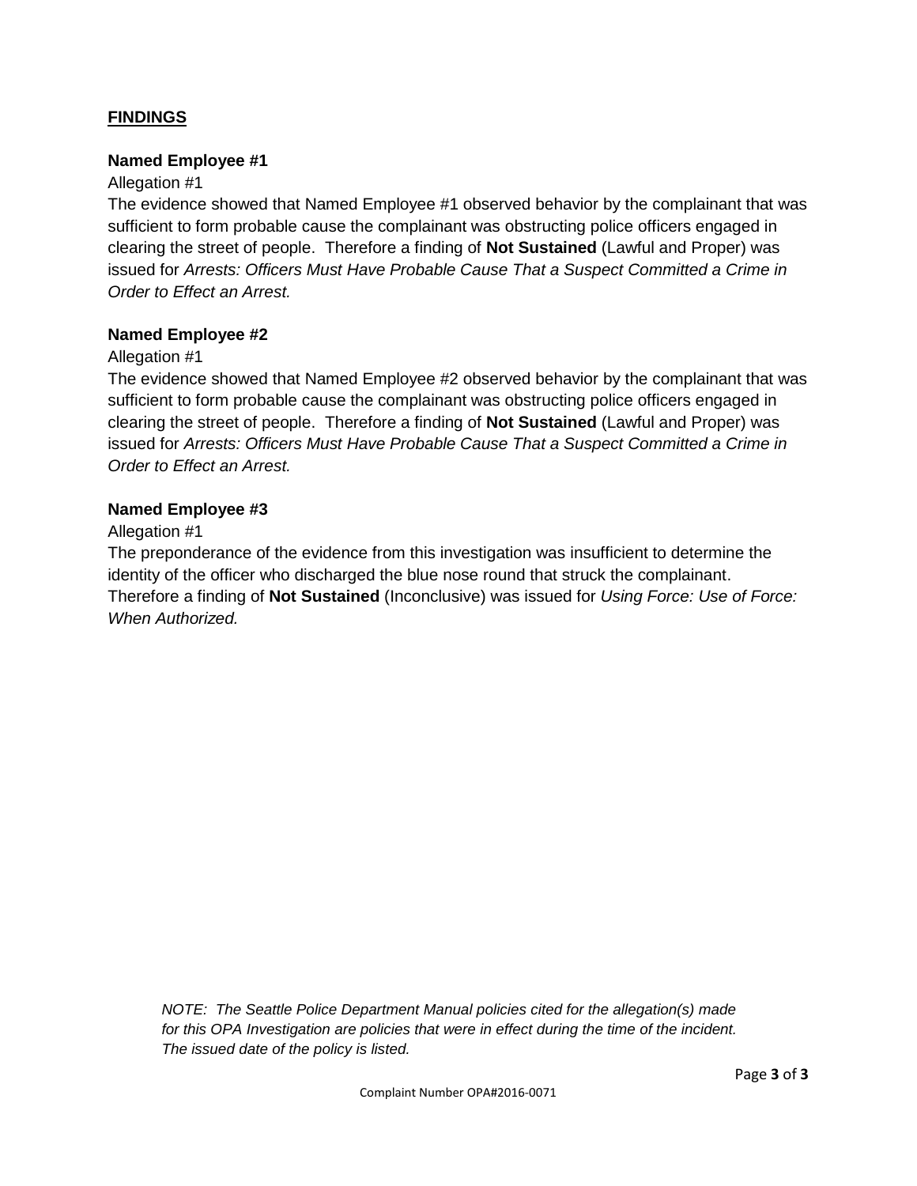## FINDINGS

### Named Employee #1

Allegation #1

The evidence showed that Named Employee #1 observed behavior by the complainant that was sufficient to form probable cause the complainant was obstructing police officers engaged in clearing the street of people. Therefore a finding of **Not Sustained** (Lawful and Proper) was issued for *Arrests: Officers Must Have Probable Cause That a Suspect Committed a Crime in Order to Effect an Arrest.*

### Named Employee #2

Allegation #1

The evidence showed that Named Employee #2 observed behavior by the complainant that was sufficient to form probable cause the complainant was obstructing police officers engaged in clearing the street of people. Therefore a finding of **Not Sustained** (Lawful and Proper) was issued for *Arrests: Officers Must Have Probable Cause That a Suspect Committed a Crime in Order to Effect an Arrest.*

### Named Employee #3

Allegation #1

The preponderance of the evidence from this investigation was insufficient to determine the identity of the officer who discharged the blue nose round that struck the complainant. Therefore a finding of **Not Sustained** (Inconclusive) was issued for *Using Force: Use of Force: When Authorized.*

*NOTE: The Seattle Police Department Manual policies cited for the allegation(s) made for this OPA Investigation are policies that were in effect during the time of the incident. The issued date of the policy is listed.*

Complaint Number OPA#2016-0071